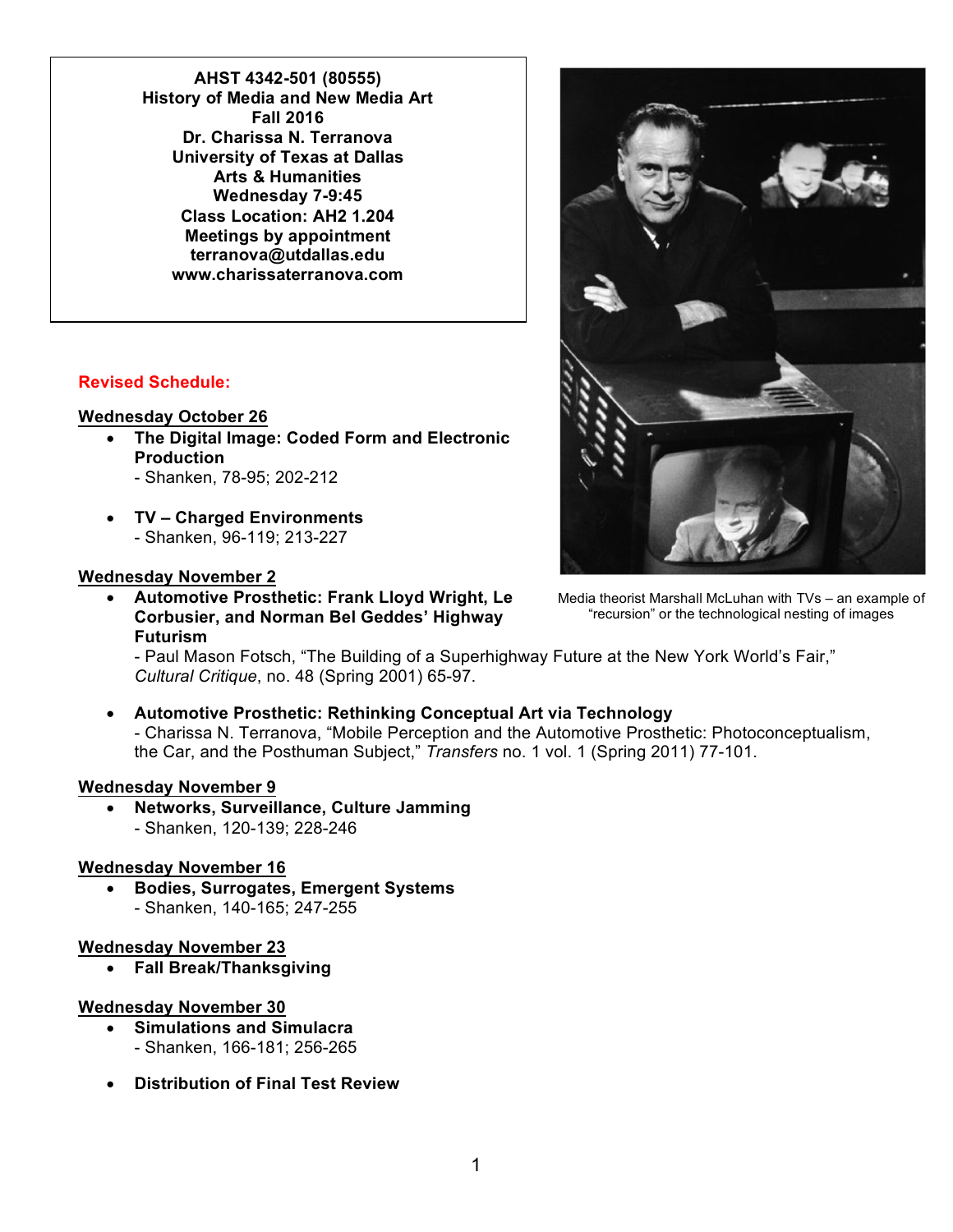**AHST 4342-501 (80555)**
**History of Media and New Media Art**
**Fall 2016**
**Dr. Charissa N. Terranova**
**University of Texas at Dallas**
**Arts & Humanities**
**Wednesday 7-9:45**
**Class Location: AH2 1.204**
**Meetings by appointment**
**terranova@utdallas.edu**
**www.charissaterranova.com**

Media theorist Marshall McLuhan with TVs – an example of "recursion" or the technological nesting of images

## Revised Schedule:

### Wednesday October 26

- **The Digital Image: Coded Form and Electronic Production**
  - Shanken, 78-95; 202-212
- **TV – Charged Environments**
  - Shanken, 96-119; 213-227

### Wednesday November 2

- **Automotive Prosthetic: Frank Lloyd Wright, Le Corbusier, and Norman Bel Geddes' Highway Futurism**
  - Paul Mason Fotsch, "The Building of a Superhighway Future at the New York World's Fair," *Cultural Critique*, no. 48 (Spring 2001) 65-97.
- **Automotive Prosthetic: Rethinking Conceptual Art via Technology**
  - Charissa N. Terranova, "Mobile Perception and the Automotive Prosthetic: Photoconceptualism, the Car, and the Posthuman Subject," *Transfers* no. 1 vol. 1 (Spring 2011) 77-101.

### Wednesday November 9

- **Networks, Surveillance, Culture Jamming**
  - Shanken, 120-139; 228-246

### Wednesday November 16

- **Bodies, Surrogates, Emergent Systems**
  - Shanken, 140-165; 247-255

### Wednesday November 23

- **Fall Break/Thanksgiving**

### Wednesday November 30

- **Simulations and Simulacra**
  - Shanken, 166-181; 256-265
- **Distribution of Final Test Review**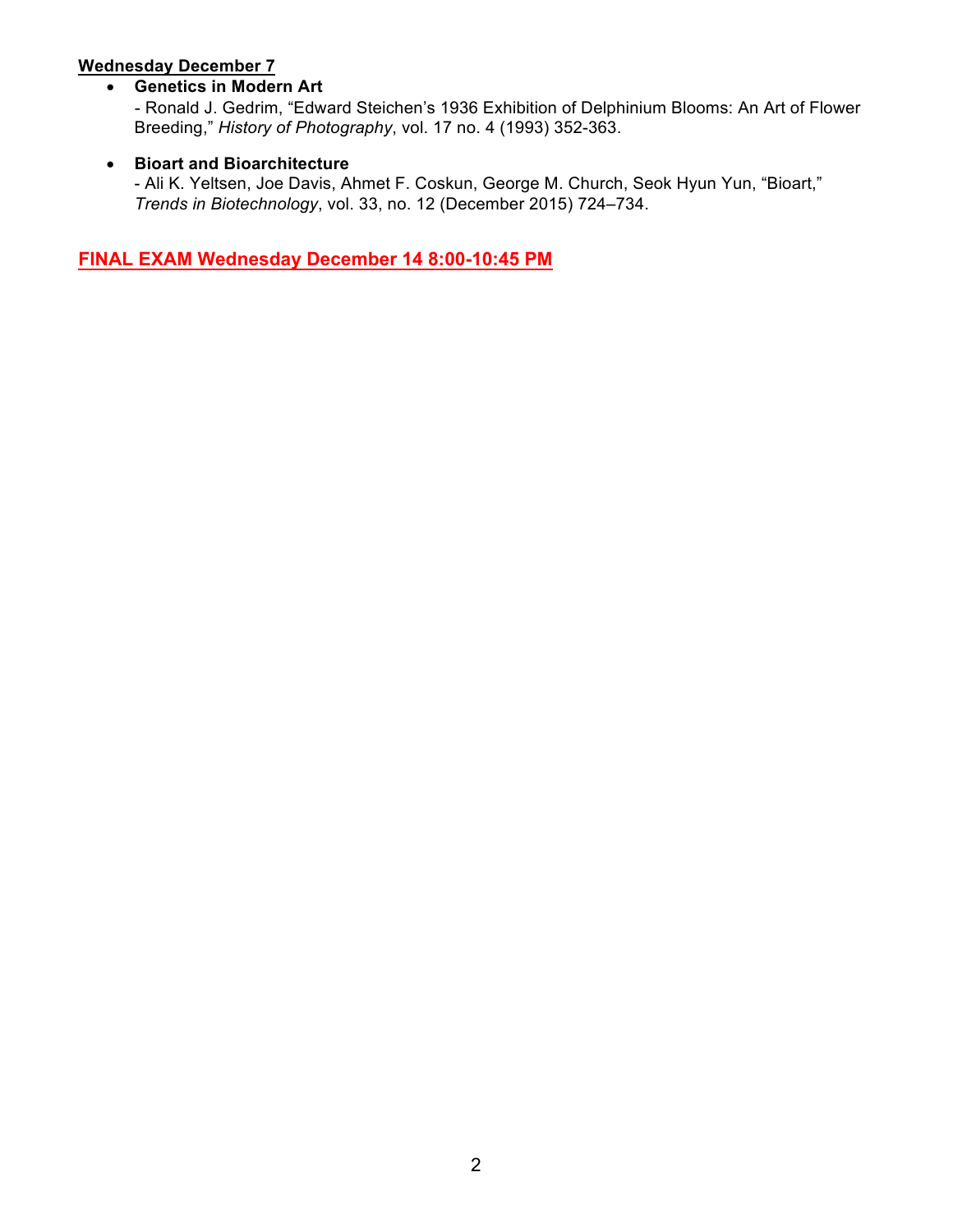**Wednesday December 7**

- **Genetics in Modern Art**
  - Ronald J. Gedrim, "Edward Steichen's 1936 Exhibition of Delphinium Blooms: An Art of Flower Breeding," *History of Photography*, vol. 17 no. 4 (1993) 352-363.

- **Bioart and Bioarchitecture**
  - Ali K. Yeltsen, Joe Davis, Ahmet F. Coskun, George M. Church, Seok Hyun Yun, "Bioart," *Trends in Biotechnology*, vol. 33, no. 12 (December 2015) 724–734.

**FINAL EXAM Wednesday December 14 8:00-10:45 PM**